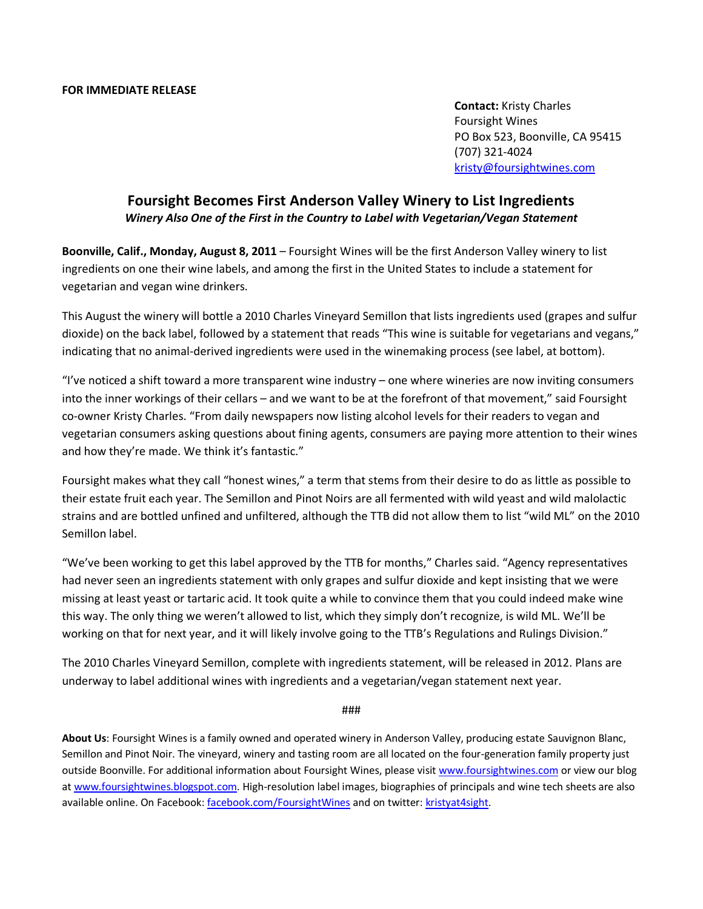**FOR IMMEDIATE RELEASE**

**Contact:** Kristy Charles
Foursight Wines
PO Box 523, Boonville, CA 95415
(707) 321-4024
kristy@foursightwines.com

## Foursight Becomes First Anderson Valley Winery to List Ingredients

***Winery Also One of the First in the Country to Label with Vegetarian/Vegan Statement***

**Boonville, Calif., Monday, August 8, 2011** – Foursight Wines will be the first Anderson Valley winery to list ingredients on one their wine labels, and among the first in the United States to include a statement for vegetarian and vegan wine drinkers.

This August the winery will bottle a 2010 Charles Vineyard Semillon that lists ingredients used (grapes and sulfur dioxide) on the back label, followed by a statement that reads "This wine is suitable for vegetarians and vegans," indicating that no animal-derived ingredients were used in the winemaking process (see label, at bottom).

"I've noticed a shift toward a more transparent wine industry – one where wineries are now inviting consumers into the inner workings of their cellars – and we want to be at the forefront of that movement," said Foursight co-owner Kristy Charles. "From daily newspapers now listing alcohol levels for their readers to vegan and vegetarian consumers asking questions about fining agents, consumers are paying more attention to their wines and how they're made. We think it's fantastic."

Foursight makes what they call "honest wines," a term that stems from their desire to do as little as possible to their estate fruit each year. The Semillon and Pinot Noirs are all fermented with wild yeast and wild malolactic strains and are bottled unfined and unfiltered, although the TTB did not allow them to list "wild ML" on the 2010 Semillon label.

"We've been working to get this label approved by the TTB for months," Charles said. "Agency representatives had never seen an ingredients statement with only grapes and sulfur dioxide and kept insisting that we were missing at least yeast or tartaric acid. It took quite a while to convince them that you could indeed make wine this way. The only thing we weren't allowed to list, which they simply don't recognize, is wild ML. We'll be working on that for next year, and it will likely involve going to the TTB's Regulations and Rulings Division."

The 2010 Charles Vineyard Semillon, complete with ingredients statement, will be released in 2012. Plans are underway to label additional wines with ingredients and a vegetarian/vegan statement next year.

###

**About Us**: Foursight Wines is a family owned and operated winery in Anderson Valley, producing estate Sauvignon Blanc, Semillon and Pinot Noir. The vineyard, winery and tasting room are all located on the four-generation family property just outside Boonville. For additional information about Foursight Wines, please visit www.foursightwines.com or view our blog at www.foursightwines.blogspot.com. High-resolution label images, biographies of principals and wine tech sheets are also available online. On Facebook: facebook.com/FoursightWines and on twitter: kristyat4sight.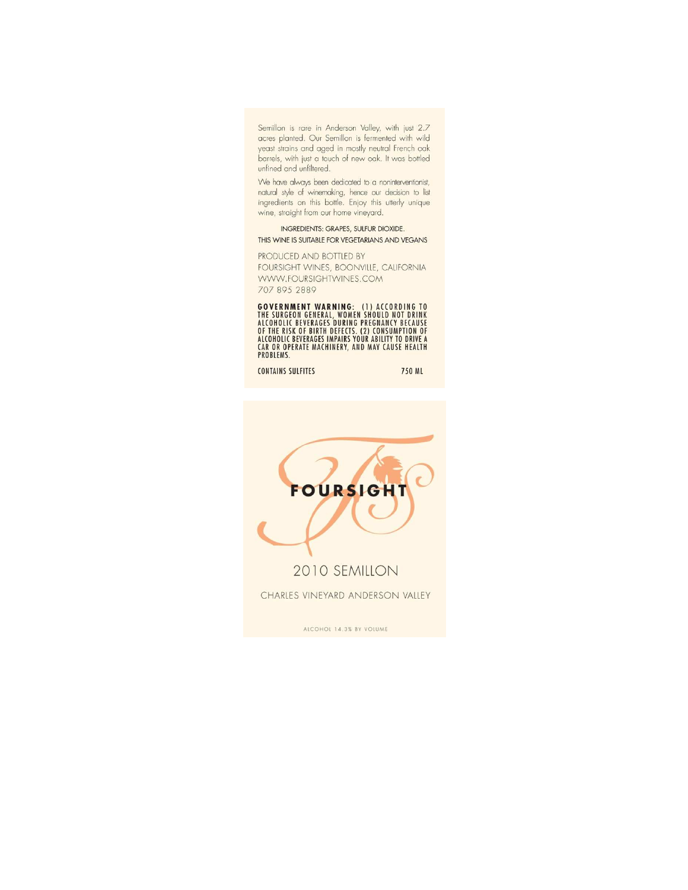Semillon is rare in Anderson Valley, with just 2.7 acres planted. Our Semillon is fermented with wild yeast strains and aged in mostly neutral French oak barrels, with just a touch of new oak. It was bottled unfined and unfiltered.

We have always been dedicated to a noninterventionist, natural style of winemaking, hence our decision to list ingredients on this bottle. Enjoy this utterly unique wine, straight from our home vineyard.

INGREDIENTS: GRAPES, SULFUR DIOXIDE.

THIS WINE IS SUITABLE FOR VEGETARIANS AND VEGANS

PRODUCED AND BOTTLED BY
FOURSIGHT WINES, BOONVILLE, CALIFORNIA
WWW.FOURSIGHTWINES.COM
707 895 2889

**GOVERNMENT WARNING:** (1) ACCORDING TO THE SURGEON GENERAL, WOMEN SHOULD NOT DRINK ALCOHOLIC BEVERAGES DURING PREGNANCY BECAUSE OF THE RISK OF BIRTH DEFECTS. (2) CONSUMPTION OF ALCOHOLIC BEVERAGES IMPAIRS YOUR ABILITY TO DRIVE A CAR OR OPERATE MACHINERY, AND MAY CAUSE HEALTH PROBLEMS.

CONTAINS SULFITES 750 ML

FOURSIGHT

2010 SEMILLON

CHARLES VINEYARD ANDERSON VALLEY

ALCOHOL 14.3% BY VOLUME